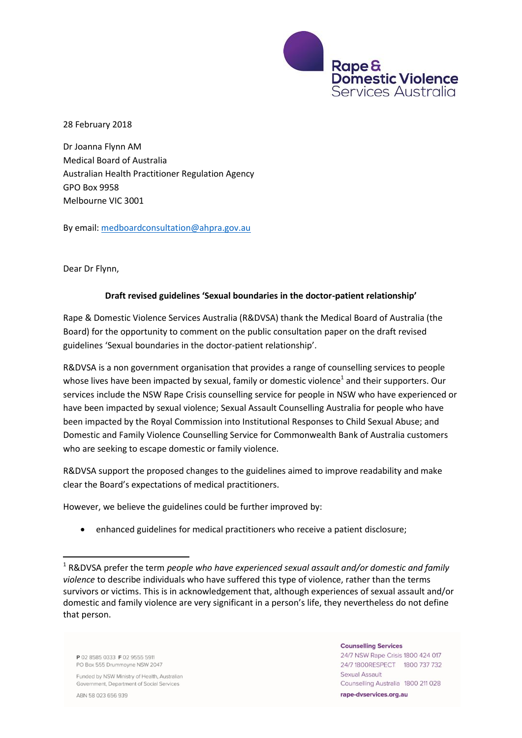28 February 2018

Dr Joanna Flynn AM
Medical Board of Australia
Australian Health Practitioner Regulation Agency
GPO Box 9958
Melbourne VIC 3001

By email: medboardconsultation@ahpra.gov.au

Dear Dr Flynn,

**Draft revised guidelines 'Sexual boundaries in the doctor-patient relationship'**

Rape & Domestic Violence Services Australia (R&DVSA) thank the Medical Board of Australia (the Board) for the opportunity to comment on the public consultation paper on the draft revised guidelines 'Sexual boundaries in the doctor-patient relationship'.

R&DVSA is a non government organisation that provides a range of counselling services to people whose lives have been impacted by sexual, family or domestic violence[1] and their supporters. Our services include the NSW Rape Crisis counselling service for people in NSW who have experienced or have been impacted by sexual violence; Sexual Assault Counselling Australia for people who have been impacted by the Royal Commission into Institutional Responses to Child Sexual Abuse; and Domestic and Family Violence Counselling Service for Commonwealth Bank of Australia customers who are seeking to escape domestic or family violence.

R&DVSA support the proposed changes to the guidelines aimed to improve readability and make clear the Board's expectations of medical practitioners.

However, we believe the guidelines could be further improved by:

- enhanced guidelines for medical practitioners who receive a patient disclosure;

[1] R&DVSA prefer the term *people who have experienced sexual assault and/or domestic and family violence* to describe individuals who have suffered this type of violence, rather than the terms survivors or victims. This is in acknowledgement that, although experiences of sexual assault and/or domestic and family violence are very significant in a person's life, they nevertheless do not define that person.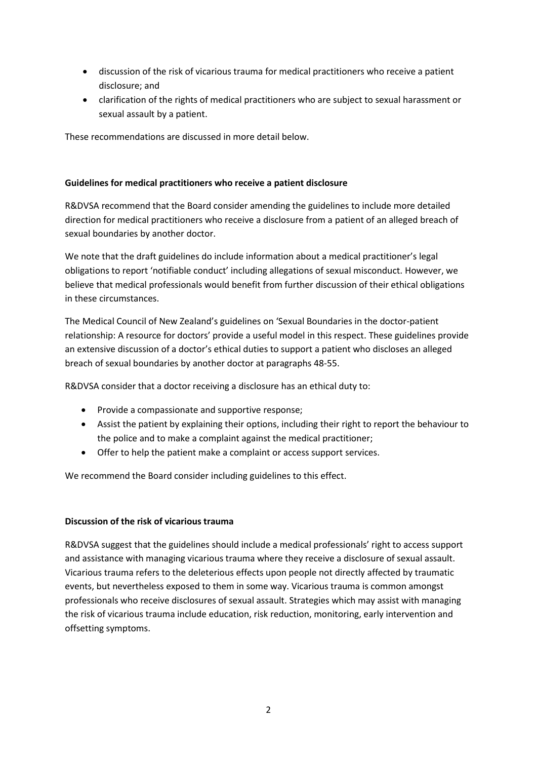- discussion of the risk of vicarious trauma for medical practitioners who receive a patient disclosure; and
- clarification of the rights of medical practitioners who are subject to sexual harassment or sexual assault by a patient.

These recommendations are discussed in more detail below.

**Guidelines for medical practitioners who receive a patient disclosure**

R&DVSA recommend that the Board consider amending the guidelines to include more detailed direction for medical practitioners who receive a disclosure from a patient of an alleged breach of sexual boundaries by another doctor.

We note that the draft guidelines do include information about a medical practitioner's legal obligations to report 'notifiable conduct' including allegations of sexual misconduct. However, we believe that medical professionals would benefit from further discussion of their ethical obligations in these circumstances.

The Medical Council of New Zealand's guidelines on 'Sexual Boundaries in the doctor-patient relationship: A resource for doctors' provide a useful model in this respect. These guidelines provide an extensive discussion of a doctor's ethical duties to support a patient who discloses an alleged breach of sexual boundaries by another doctor at paragraphs 48-55.

R&DVSA consider that a doctor receiving a disclosure has an ethical duty to:

- Provide a compassionate and supportive response;
- Assist the patient by explaining their options, including their right to report the behaviour to the police and to make a complaint against the medical practitioner;
- Offer to help the patient make a complaint or access support services.

We recommend the Board consider including guidelines to this effect.

**Discussion of the risk of vicarious trauma**

R&DVSA suggest that the guidelines should include a medical professionals' right to access support and assistance with managing vicarious trauma where they receive a disclosure of sexual assault. Vicarious trauma refers to the deleterious effects upon people not directly affected by traumatic events, but nevertheless exposed to them in some way. Vicarious trauma is common amongst professionals who receive disclosures of sexual assault. Strategies which may assist with managing the risk of vicarious trauma include education, risk reduction, monitoring, early intervention and offsetting symptoms.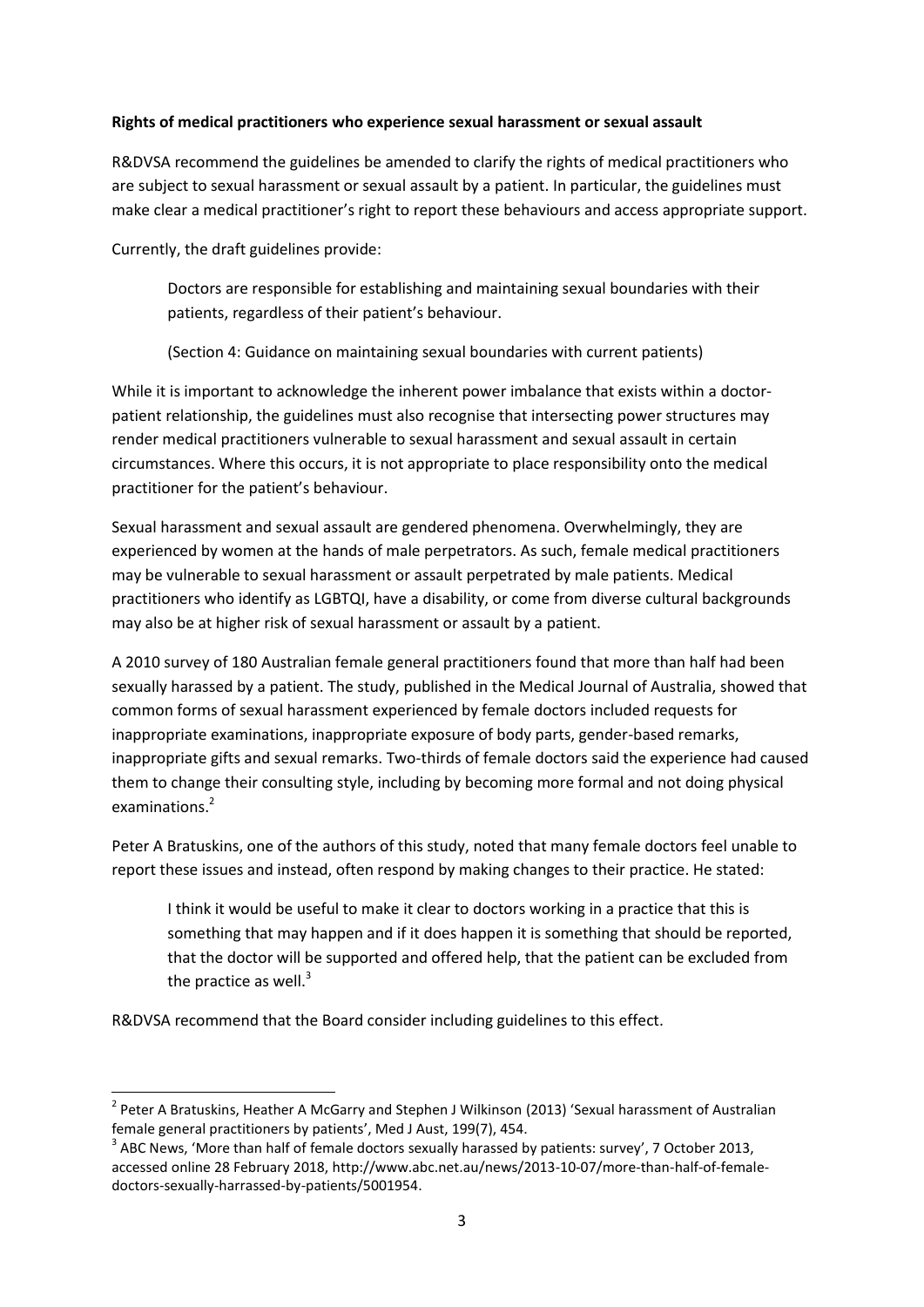**Rights of medical practitioners who experience sexual harassment or sexual assault**

R&DVSA recommend the guidelines be amended to clarify the rights of medical practitioners who are subject to sexual harassment or sexual assault by a patient. In particular, the guidelines must make clear a medical practitioner's right to report these behaviours and access appropriate support.

Currently, the draft guidelines provide:

> Doctors are responsible for establishing and maintaining sexual boundaries with their patients, regardless of their patient's behaviour.
>
> (Section 4: Guidance on maintaining sexual boundaries with current patients)

While it is important to acknowledge the inherent power imbalance that exists within a doctor-patient relationship, the guidelines must also recognise that intersecting power structures may render medical practitioners vulnerable to sexual harassment and sexual assault in certain circumstances. Where this occurs, it is not appropriate to place responsibility onto the medical practitioner for the patient's behaviour.

Sexual harassment and sexual assault are gendered phenomena. Overwhelmingly, they are experienced by women at the hands of male perpetrators. As such, female medical practitioners may be vulnerable to sexual harassment or assault perpetrated by male patients. Medical practitioners who identify as LGBTQI, have a disability, or come from diverse cultural backgrounds may also be at higher risk of sexual harassment or assault by a patient.

A 2010 survey of 180 Australian female general practitioners found that more than half had been sexually harassed by a patient. The study, published in the Medical Journal of Australia, showed that common forms of sexual harassment experienced by female doctors included requests for inappropriate examinations, inappropriate exposure of body parts, gender-based remarks, inappropriate gifts and sexual remarks. Two-thirds of female doctors said the experience had caused them to change their consulting style, including by becoming more formal and not doing physical examinations.[2]

Peter A Bratuskins, one of the authors of this study, noted that many female doctors feel unable to report these issues and instead, often respond by making changes to their practice. He stated:

> I think it would be useful to make it clear to doctors working in a practice that this is something that may happen and if it does happen it is something that should be reported, that the doctor will be supported and offered help, that the patient can be excluded from the practice as well.[3]

R&DVSA recommend that the Board consider including guidelines to this effect.

---

[2] Peter A Bratuskins, Heather A McGarry and Stephen J Wilkinson (2013) 'Sexual harassment of Australian female general practitioners by patients', Med J Aust, 199(7), 454.

[3] ABC News, 'More than half of female doctors sexually harassed by patients: survey', 7 October 2013, accessed online 28 February 2018, http://www.abc.net.au/news/2013-10-07/more-than-half-of-female-doctors-sexually-harrassed-by-patients/5001954.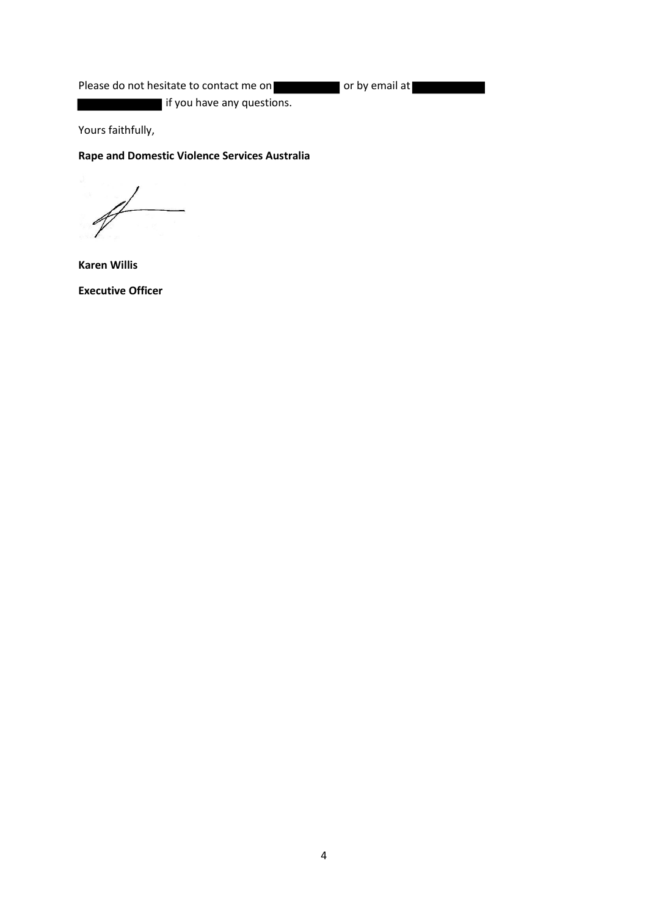Please do not hesitate to contact me on [REDACTED] or by email at [REDACTED] [REDACTED] if you have any questions.

Yours faithfully,

**Rape and Domestic Violence Services Australia**

**Karen Willis**

**Executive Officer**